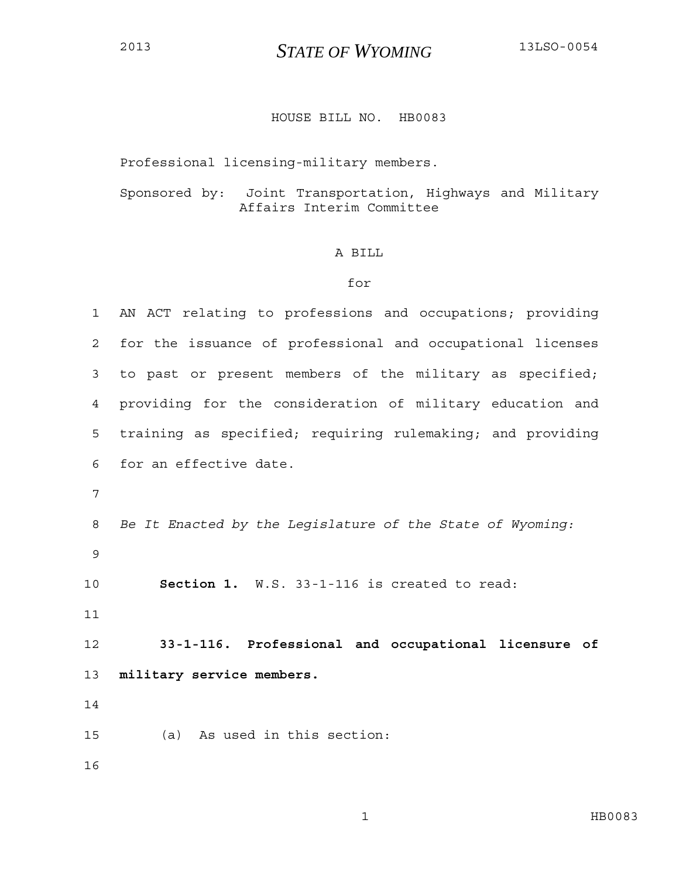2013 **STATE OF WYOMING** 13LSO-0054

HOUSE BILL NO. HB0083

Professional licensing-military members.

Sponsored by: Joint Transportation, Highways and Military Affairs Interim Committee

A BILL

for

AN ACT relating to professions and occupations; providing for the issuance of professional and occupational licenses to past or present members of the military as specified; providing for the consideration of military education and training as specified; requiring rulemaking; and providing for an effective date.

*Be It Enacted by the Legislature of the State of Wyoming:*

**Section 1.** W.S. 33-1-116 is created to read:

**33-1-116. Professional and occupational licensure of military service members.**

(a) As used in this section: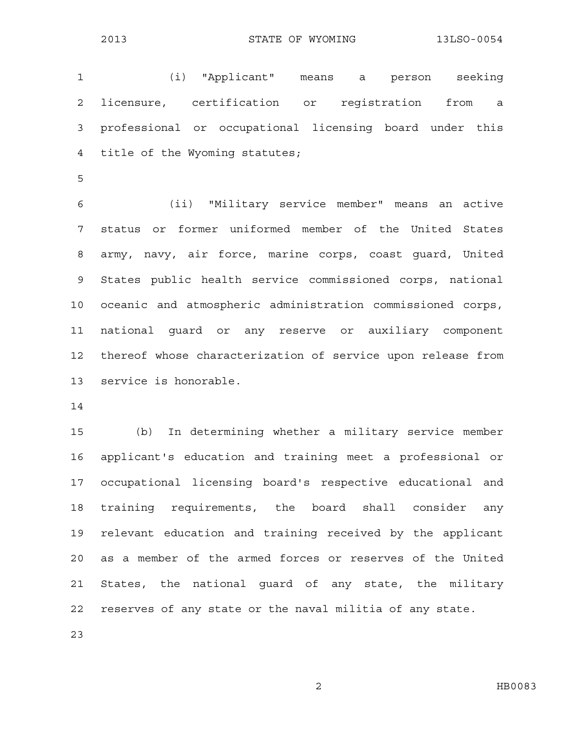(i) "Applicant" means a person seeking licensure, certification or registration from a professional or occupational licensing board under this title of the Wyoming statutes;

(ii) "Military service member" means an active status or former uniformed member of the United States army, navy, air force, marine corps, coast guard, United States public health service commissioned corps, national oceanic and atmospheric administration commissioned corps, national guard or any reserve or auxiliary component thereof whose characterization of service upon release from service is honorable.

(b) In determining whether a military service member applicant's education and training meet a professional or occupational licensing board's respective educational and training requirements, the board shall consider any relevant education and training received by the applicant as a member of the armed forces or reserves of the United States, the national guard of any state, the military reserves of any state or the naval militia of any state.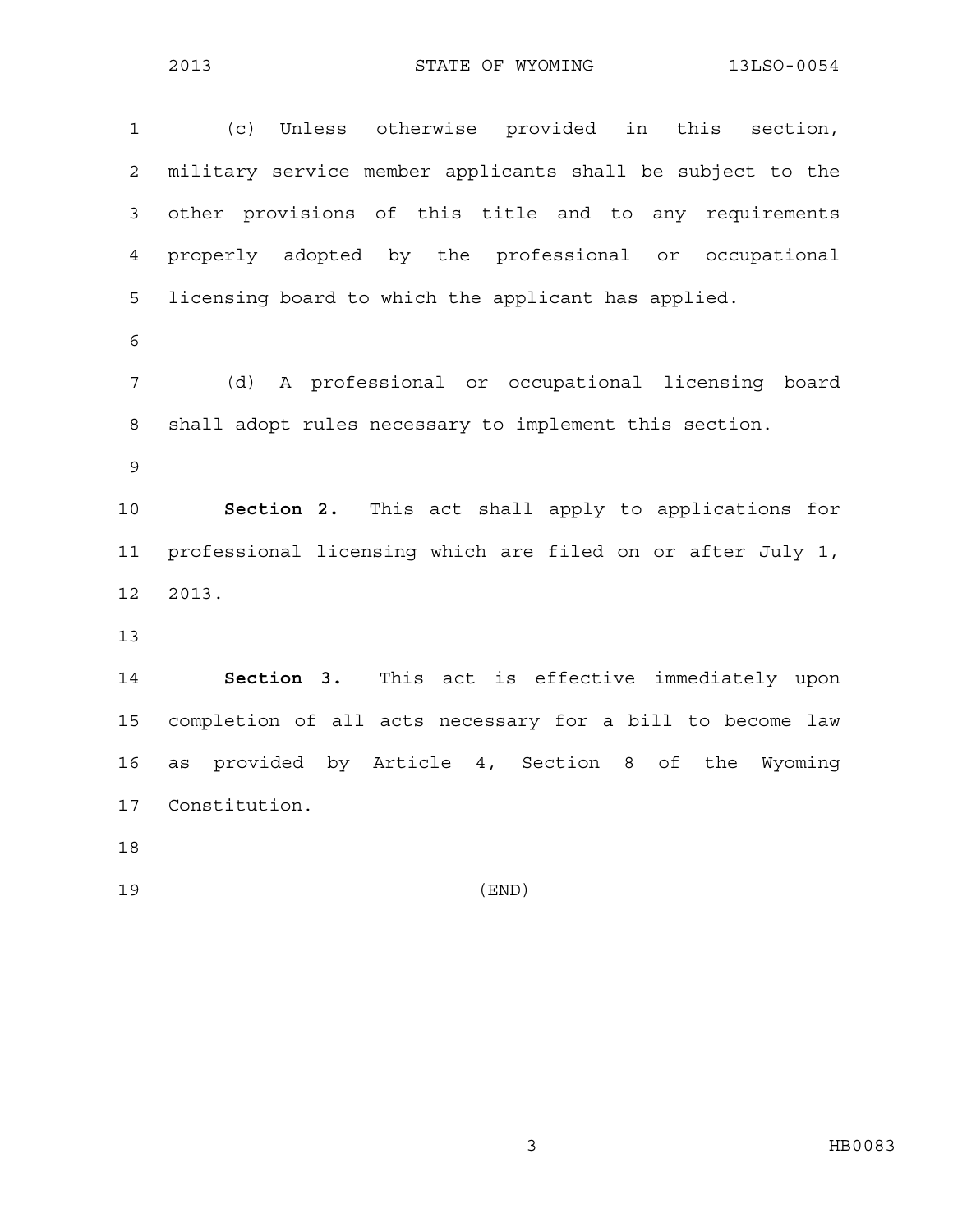(c) Unless otherwise provided in this section, military service member applicants shall be subject to the other provisions of this title and to any requirements properly adopted by the professional or occupational licensing board to which the applicant has applied.

(d) A professional or occupational licensing board shall adopt rules necessary to implement this section.

**Section 2.** This act shall apply to applications for professional licensing which are filed on or after July 1, 2013.

**Section 3.** This act is effective immediately upon completion of all acts necessary for a bill to become law as provided by Article 4, Section 8 of the Wyoming Constitution.

(END)